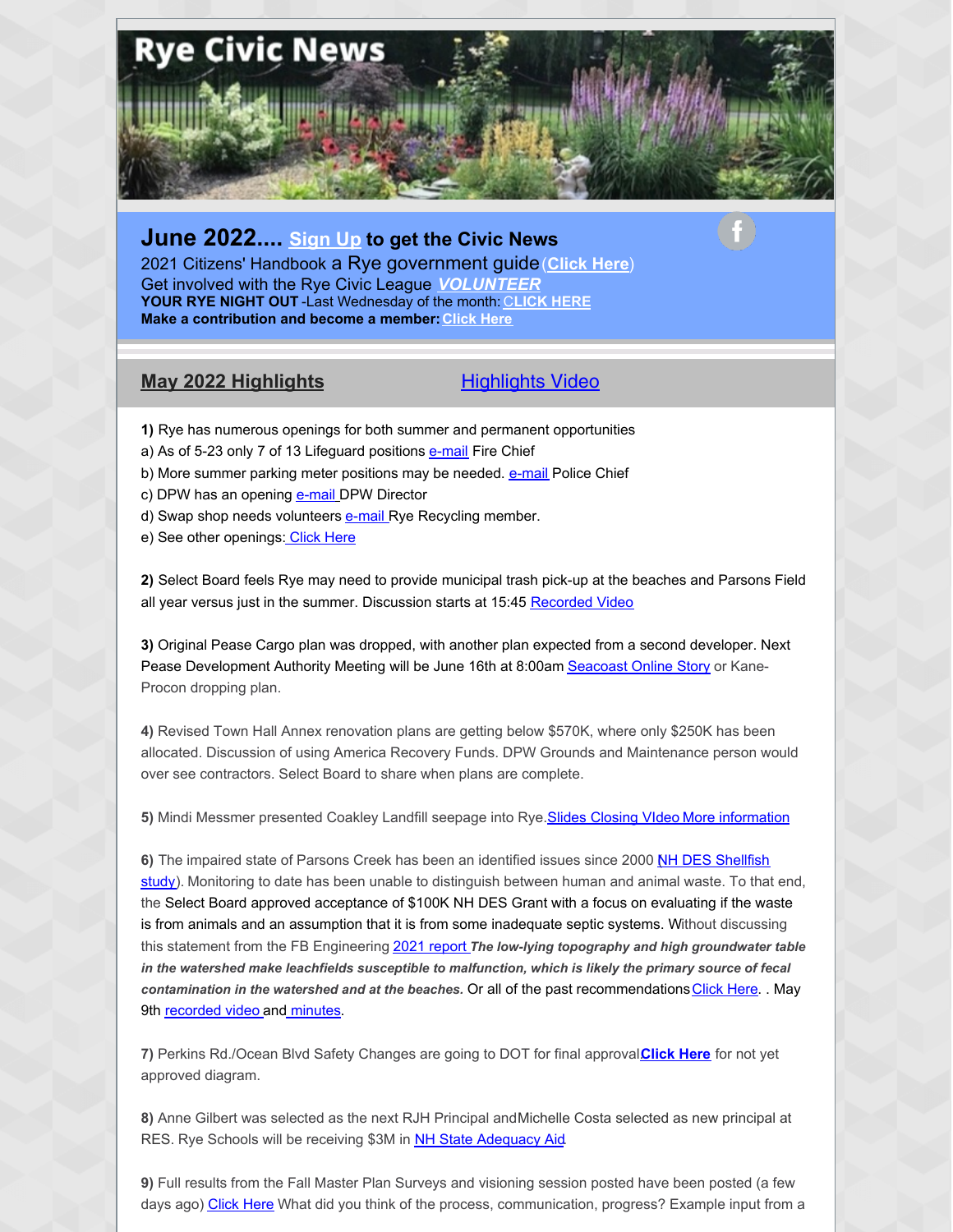# Rye Civic News

## June 2022.... Sign Up to get the Civic News

2021 Citizens' Handbook a Rye government guide (Click Here)

Get involved with the Rye Civic League ***VOLUNTEER***

**YOUR RYE NIGHT OUT** -Last Wednesday of the month: **CLICK HERE**

**Make a contribution and become a member: Click Here**

## May 2022 Highlights

Highlights Video

**1)** Rye has numerous openings for both summer and permanent opportunities

a) As of 5-23 only 7 of 13 Lifeguard positions e-mail Fire Chief

b) More summer parking meter positions may be needed. e-mail Police Chief

c) DPW has an opening e-mail DPW Director

d) Swap shop needs volunteers e-mail Rye Recycling member.

e) See other openings: Click Here

**2)** Select Board feels Rye may need to provide municipal trash pick-up at the beaches and Parsons Field all year versus just in the summer. Discussion starts at 15:45 Recorded Video

**3)** Original Pease Cargo plan was dropped, with another plan expected from a second developer. Next Pease Development Authority Meeting will be June 16th at 8:00am Seacoast Online Story or Kane-Procon dropping plan.

**4)** Revised Town Hall Annex renovation plans are getting below $570K, where only $250K has been allocated. Discussion of using America Recovery Funds. DPW Grounds and Maintenance person would over see contractors. Select Board to share when plans are complete.

**5)** Mindi Messmer presented Coakley Landfill seepage into Rye. Slides Closing VIdeo More information

**6)** The impaired state of Parsons Creek has been an identified issues since 2000 (NH DES Shellfish study). Monitoring to date has been unable to distinguish between human and animal waste. To that end, the Select Board approved acceptance of $100K NH DES Grant with a focus on evaluating if the waste is from animals and an assumption that it is from some inadequate septic systems. Without discussing this statement from the FB Engineering 2021 report ***The low-lying topography and high groundwater table in the watershed make leachfields susceptible to malfunction, which is likely the primary source of fecal contamination in the watershed and at the beaches.*** Or all of the past recommendations Click Here. . May 9th recorded video and minutes.

**7)** Perkins Rd./Ocean Blvd Safety Changes are going to DOT for final approval **Click Here** for not yet approved diagram.

**8)** Anne Gilbert was selected as the next RJH Principal and Michelle Costa selected as new principal at RES. Rye Schools will be receiving $3M in NH State Adequacy Aid

**9)** Full results from the Fall Master Plan Surveys and visioning session posted have been posted (a few days ago) Click Here What did you think of the process, communication, progress? Example input from a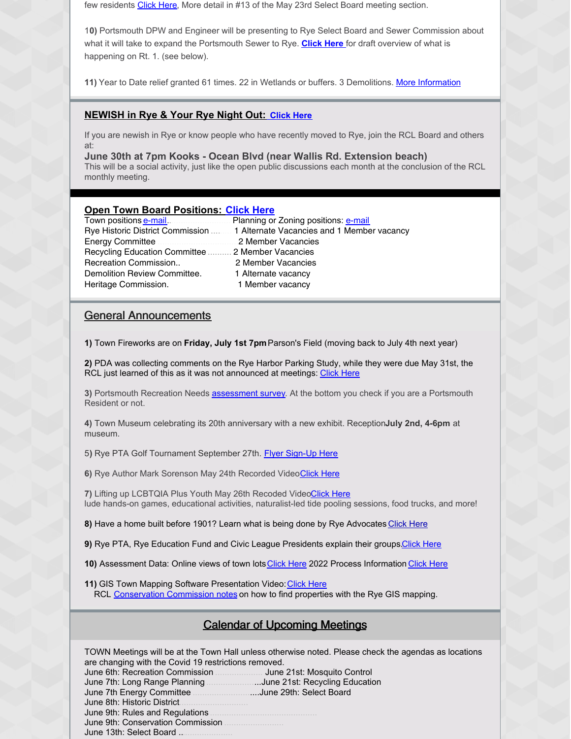few residents Click Here, More detail in #13 of the May 23rd Select Board meeting section.

10) Portsmouth DPW and Engineer will be presenting to Rye Select Board and Sewer Commission about what it will take to expand the Portsmouth Sewer to Rye. **Click Here** for draft overview of what is happening on Rt. 1. (see below).

**11)** Year to Date relief granted 61 times. 22 in Wetlands or buffers. 3 Demolitions. More Information

## NEWISH in Rye & Your Rye Night Out: Click Here

If you are newish in Rye or know people who have recently moved to Rye, join the RCL Board and others at:

**June 30th at 7pm Kooks - Ocean Blvd (near Wallis Rd. Extension beach)**

This will be a social activity, just like the open public discussions each month at the conclusion of the RCL monthly meeting.

## Open Town Board Positions: Click Here

| Town positions e-mail | Planning or Zoning positions: e-mail |
|---|---|
| Rye Historic District Commission | 1 Alternate Vacancies and 1 Member vacancy |
| Energy Committee | 2 Member Vacancies |
| Recycling Education Committee | 2 Member Vacancies |
| Recreation Commission.. | 2 Member Vacancies |
| Demolition Review Committee. | 1 Alternate vacancy |
| Heritage Commission. | 1 Member vacancy |

## General Announcements

**1)** Town Fireworks are on **Friday, July 1st 7pm** Parson's Field (moving back to July 4th next year)

**2)** PDA was collecting comments on the Rye Harbor Parking Study, while they were due May 31st, the RCL just learned of this as it was not announced at meetings: Click Here

**3)** Portsmouth Recreation Needs assessment survey. At the bottom you check if you are a Portsmouth Resident or not.

**4)** Town Museum celebrating its 20th anniversary with a new exhibit. Reception **July 2nd, 4-6pm** at museum.

5) Rye PTA Golf Tournament September 27th. Flyer Sign-Up Here

**6)** Rye Author Mark Sorenson May 24th Recorded Video Click Here

**7)** Lifting up LCBTQIA Plus Youth May 26th Recoded Video Click Here
lude hands-on games, educational activities, naturalist-led tide pooling sessions, food trucks, and more!

**8)** Have a home built before 1901? Learn what is being done by Rye Advocates Click Here

**9)** Rye PTA, Rye Education Fund and Civic League Presidents explain their groups Click Here

**10)** Assessment Data: Online views of town lots Click Here 2022 Process Information Click Here

**11)** GIS Town Mapping Software Presentation Video: Click Here
RCL Conservation Commission notes on how to find properties with the Rye GIS mapping.

## Calendar of Upcoming Meetings

TOWN Meetings will be at the Town Hall unless otherwise noted. Please check the agendas as locations are changing with the Covid 19 restrictions removed.

June 6th: Recreation Commission
June 7th: Long Range Planning
June 7th Energy Committee
June 8th: Historic District
June 9th: Rules and Regulations
June 9th: Conservation Commission
June 13th: Select Board
June 21st: Mosquito Control
June 21st: Recycling Education
June 29th: Select Board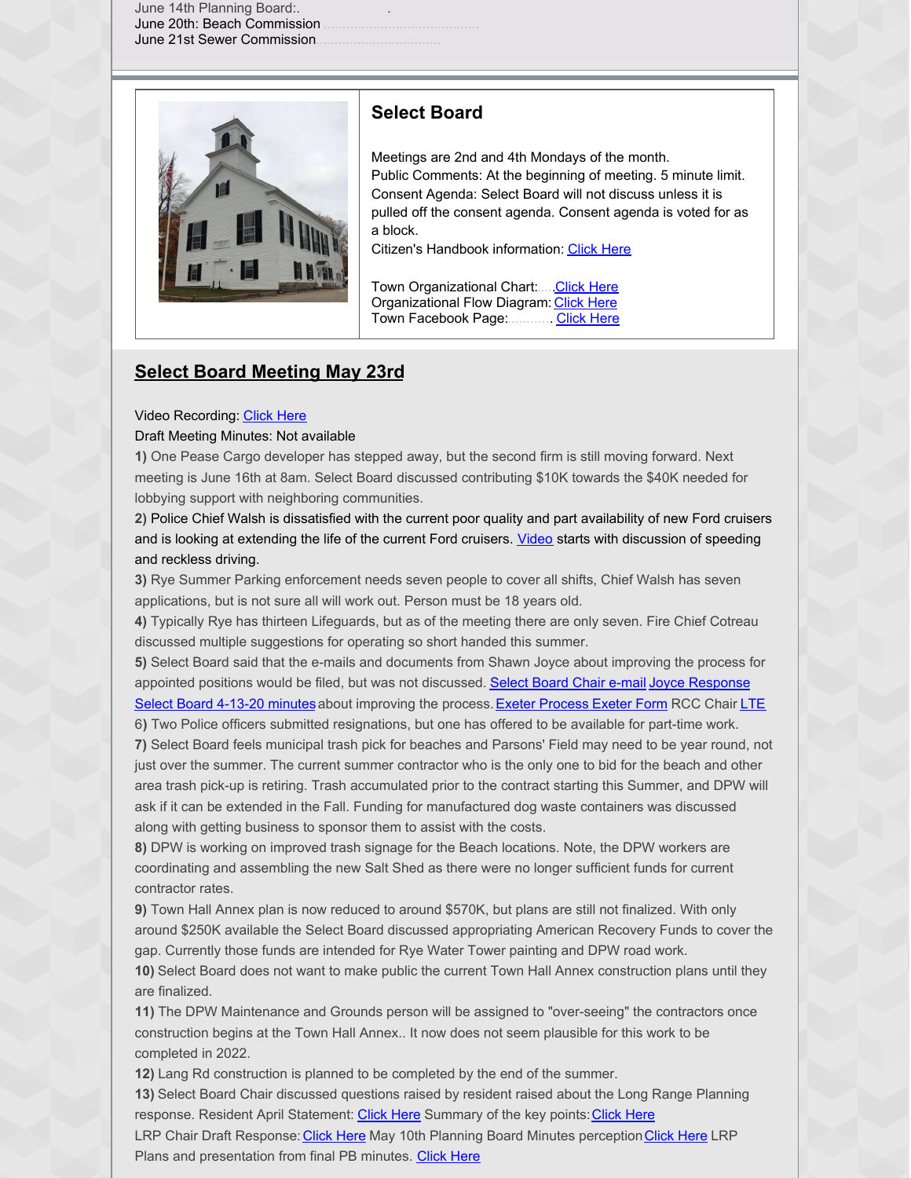June 14th Planning Board:.
June 20th: Beach Commission
June 21st Sewer Commission

## Select Board

Meetings are 2nd and 4th Mondays of the month.
Public Comments: At the beginning of meeting. 5 minute limit.
Consent Agenda: Select Board will not discuss unless it is pulled off the consent agenda. Consent agenda is voted for as a block.
Citizen's Handbook information: Click Here

Town Organizational Chart: Click Here
Organizational Flow Diagram: Click Here
Town Facebook Page: Click Here

## Select Board Meeting May 23rd

Video Recording: Click Here
Draft Meeting Minutes: Not available

**1)** One Pease Cargo developer has stepped away, but the second firm is still moving forward. Next meeting is June 16th at 8am. Select Board discussed contributing $10K towards the $40K needed for lobbying support with neighboring communities.

**2)** Police Chief Walsh is dissatisfied with the current poor quality and part availability of new Ford cruisers and is looking at extending the life of the current Ford cruisers. Video starts with discussion of speeding and reckless driving.

**3)** Rye Summer Parking enforcement needs seven people to cover all shifts, Chief Walsh has seven applications, but is not sure all will work out. Person must be 18 years old.

**4)** Typically Rye has thirteen Lifeguards, but as of the meeting there are only seven. Fire Chief Cotreau discussed multiple suggestions for operating so short handed this summer.

**5)** Select Board said that the e-mails and documents from Shawn Joyce about improving the process for appointed positions would be filed, but was not discussed. Select Board Chair e-mail Joyce Response Select Board 4-13-20 minutes about improving the process. Exeter Process Exeter Form RCC Chair LTE

6) Two Police officers submitted resignations, but one has offered to be available for part-time work.

**7)** Select Board feels municipal trash pick for beaches and Parsons' Field may need to be year round, not just over the summer. The current summer contractor who is the only one to bid for the beach and other area trash pick-up is retiring. Trash accumulated prior to the contract starting this Summer, and DPW will ask if it can be extended in the Fall. Funding for manufactured dog waste containers was discussed along with getting business to sponsor them to assist with the costs.

**8)** DPW is working on improved trash signage for the Beach locations. Note, the DPW workers are coordinating and assembling the new Salt Shed as there were no longer sufficient funds for current contractor rates.

**9)** Town Hall Annex plan is now reduced to around $570K, but plans are still not finalized. With only around $250K available the Select Board discussed appropriating American Recovery Funds to cover the gap. Currently those funds are intended for Rye Water Tower painting and DPW road work.

**10)** Select Board does not want to make public the current Town Hall Annex construction plans until they are finalized.

**11)** The DPW Maintenance and Grounds person will be assigned to "over-seeing" the contractors once construction begins at the Town Hall Annex.. It now does not seem plausible for this work to be completed in 2022.

**12)** Lang Rd construction is planned to be completed by the end of the summer.

**13)** Select Board Chair discussed questions raised by resident raised about the Long Range Planning response. Resident April Statement: Click Here Summary of the key points: Click Here
LRP Chair Draft Response: Click Here May 10th Planning Board Minutes perception Click Here LRP Plans and presentation from final PB minutes. Click Here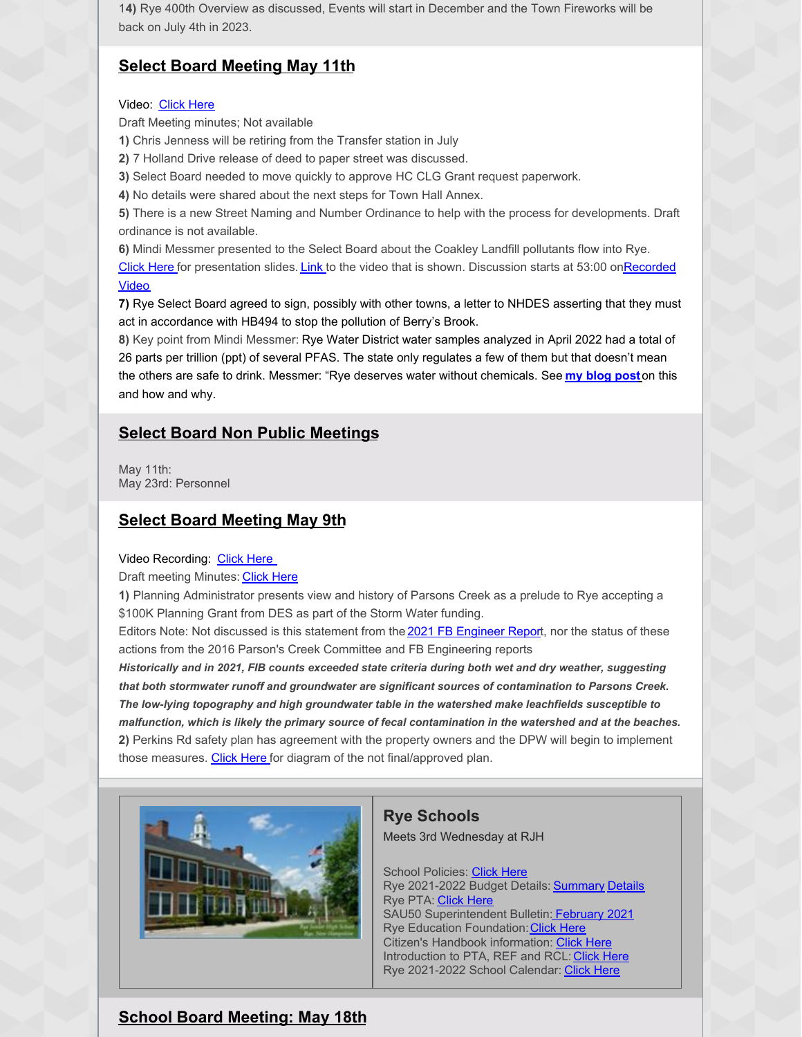1**4)** Rye 400th Overview as discussed, Events will start in December and the Town Fireworks will be back on July 4th in 2023.

## Select Board Meeting May 11th

Video: Click Here
Draft Meeting minutes; Not available
**1)** Chris Jenness will be retiring from the Transfer station in July
**2)** 7 Holland Drive release of deed to paper street was discussed.
**3)** Select Board needed to move quickly to approve HC CLG Grant request paperwork.
**4)** No details were shared about the next steps for Town Hall Annex.
**5)** There is a new Street Naming and Number Ordinance to help with the process for developments. Draft ordinance is not available.
**6)** Mindi Messmer presented to the Select Board about the Coakley Landfill pollutants flow into Rye. Click Here for presentation slides. Link to the video that is shown. Discussion starts at 53:00 on Recorded Video
**7)** Rye Select Board agreed to sign, possibly with other towns, a letter to NHDES asserting that they must act in accordance with HB494 to stop the pollution of Berry's Brook.
**8)** Key point from Mindi Messmer: Rye Water District water samples analyzed in April 2022 had a total of 26 parts per trillion (ppt) of several PFAS. The state only regulates a few of them but that doesn't mean the others are safe to drink. Messmer: "Rye deserves water without chemicals. See **my blog post** on this and how and why.

## Select Board Non Public Meetings

May 11th:
May 23rd: Personnel

## Select Board Meeting May 9th

Video Recording: Click Here
Draft meeting Minutes: Click Here
**1)** Planning Administrator presents view and history of Parsons Creek as a prelude to Rye accepting a $100K Planning Grant from DES as part of the Storm Water funding.
Editors Note: Not discussed is this statement from the 2021 FB Engineer Report, nor the status of these actions from the 2016 Parson's Creek Committee and FB Engineering reports
***Historically and in 2021, FIB counts exceeded state criteria during both wet and dry weather, suggesting that both stormwater runoff and groundwater are significant sources of contamination to Parsons Creek. The low-lying topography and high groundwater table in the watershed make leachfields susceptible to malfunction, which is likely the primary source of fecal contamination in the watershed and at the beaches.***
**2)** Perkins Rd safety plan has agreement with the property owners and the DPW will begin to implement those measures. Click Here for diagram of the not final/approved plan.

## Rye Schools

Meets 3rd Wednesday at RJH

School Policies: Click Here
Rye 2021-2022 Budget Details: Summary Details
Rye PTA: Click Here
SAU50 Superintendent Bulletin: February 2021
Rye Education Foundation: Click Here
Citizen's Handbook information: Click Here
Introduction to PTA, REF and RCL: Click Here
Rye 2021-2022 School Calendar: Click Here

## School Board Meeting: May 18th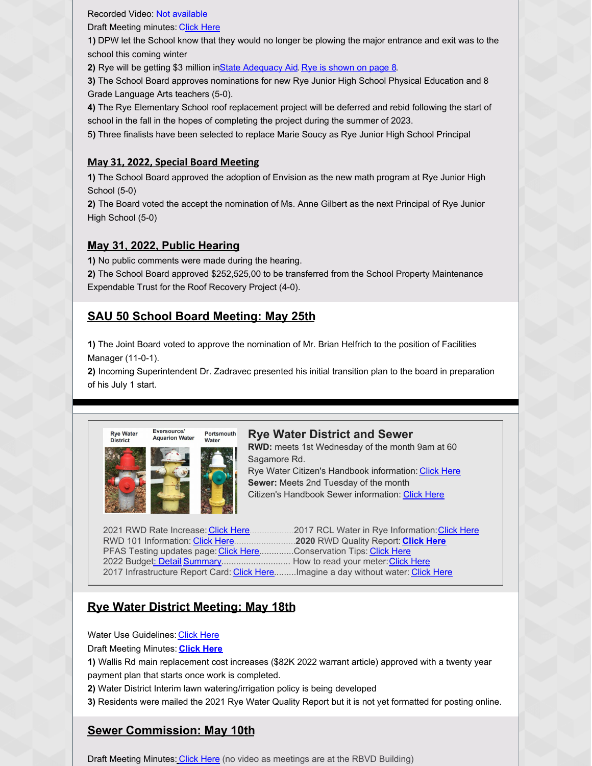Recorded Video: Not available

Draft Meeting minutes: Click Here

1) DPW let the School know that they would no longer be plowing the major entrance and exit was to the school this coming winter

**2)** Rye will be getting $3 million inState Adequacy Aid. Rye is shown on page 8.

**3)** The School Board approves nominations for new Rye Junior High School Physical Education and 8 Grade Language Arts teachers (5-0).

**4)** The Rye Elementary School roof replacement project will be deferred and rebid following the start of school in the fall in the hopes of completing the project during the summer of 2023.

5) Three finalists have been selected to replace Marie Soucy as Rye Junior High School Principal

### May 31, 2022, Special Board Meeting

**1)** The School Board approved the adoption of Envision as the new math program at Rye Junior High School (5-0)

**2)** The Board voted the accept the nomination of Ms. Anne Gilbert as the next Principal of Rye Junior High School (5-0)

### May 31, 2022, Public Hearing

**1)** No public comments were made during the hearing.

**2)** The School Board approved $252,525,00 to be transferred from the School Property Maintenance Expendable Trust for the Roof Recovery Project (4-0).

## SAU 50 School Board Meeting: May 25th

**1)** The Joint Board voted to approve the nomination of Mr. Brian Helfrich to the position of Facilities Manager (11-0-1).

**2)** Incoming Superintendent Dr. Zadravec presented his initial transition plan to the board in preparation of his July 1 start.

---

Rye Water District | Eversource/ Aquarion Water | Portsmouth Water

## Rye Water District and Sewer

**RWD:** meets 1st Wednesday of the month 9am at 60 Sagamore Rd.

Rye Water Citizen's Handbook information: Click Here

**Sewer:** Meets 2nd Tuesday of the month

Citizen's Handbook Sewer information: Click Here

2021 RWD Rate Increase: Click Here..................2017 RCL Water in Rye Information: Click Here

RWD 101 Information: Click Here..........................**2020** RWD Quality Report: **Click Here**

PFAS Testing updates page: Click Here..............Conservation Tips: Click Here

2022 Budget: Detail Summary............................ How to read your meter: Click Here

2017 Infrastructure Report Card: Click Here.........Imagine a day without water: Click Here

## Rye Water District Meeting: May 18th

Water Use Guidelines: Click Here

Draft Meeting Minutes: **Click Here**

**1)** Wallis Rd main replacement cost increases ($82K 2022 warrant article) approved with a twenty year payment plan that starts once work is completed.

**2)** Water District Interim lawn watering/irrigation policy is being developed

**3)** Residents were mailed the 2021 Rye Water Quality Report but it is not yet formatted for posting online.

## Sewer Commission: May 10th

Draft Meeting Minutes: Click Here (no video as meetings are at the RBVD Building)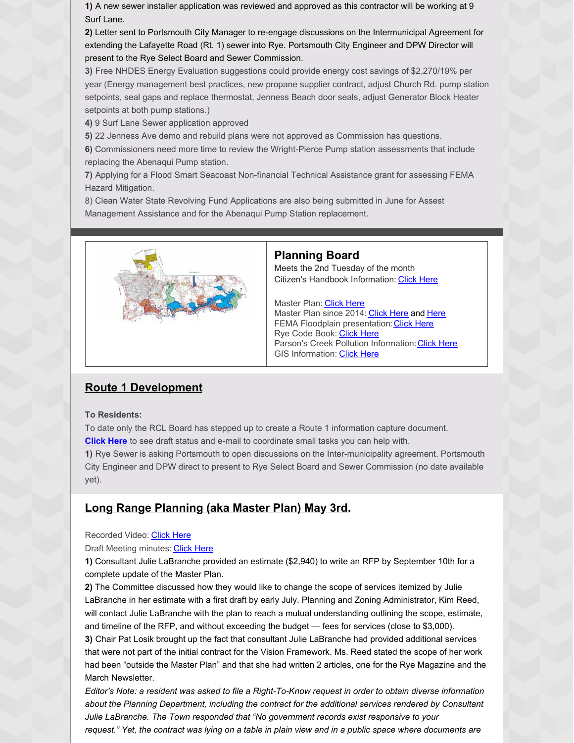**1)** A new sewer installer application was reviewed and approved as this contractor will be working at 9 Surf Lane.

**2)** Letter sent to Portsmouth City Manager to re-engage discussions on the Intermunicipal Agreement for extending the Lafayette Road (Rt. 1) sewer into Rye. Portsmouth City Engineer and DPW Director will present to the Rye Select Board and Sewer Commission.

**3)** Free NHDES Energy Evaluation suggestions could provide energy cost savings of $2,270/19% per year (Energy management best practices, new propane supplier contract, adjust Church Rd. pump station setpoints, seal gaps and replace thermostat, Jenness Beach door seals, adjust Generator Block Heater setpoints at both pump stations.)

**4)** 9 Surf Lane Sewer application approved

**5)** 22 Jenness Ave demo and rebuild plans were not approved as Commission has questions.

**6)** Commissioners need more time to review the Wright-Pierce Pump station assessments that include replacing the Abenaqui Pump station.

**7)** Applying for a Flood Smart Seacoast Non-financial Technical Assistance grant for assessing FEMA Hazard Mitigation.

8) Clean Water State Revolving Fund Applications are also being submitted in June for Assest Management Assistance and for the Abenaqui Pump Station replacement.

## Planning Board

Meets the 2nd Tuesday of the month
Citizen's Handbook Information: Click Here

Master Plan: Click Here
Master Plan since 2014: Click Here and Here
FEMA Floodplain presentation: Click Here
Rye Code Book: Click Here
Parson's Creek Pollution Information: Click Here
GIS Information: Click Here

## Route 1 Development

**To Residents:**

To date only the RCL Board has stepped up to create a Route 1 information capture document. **Click Here** to see draft status and e-mail to coordinate small tasks you can help with.

**1)** Rye Sewer is asking Portsmouth to open discussions on the Inter-municipality agreement. Portsmouth City Engineer and DPW direct to present to Rye Select Board and Sewer Commission (no date available yet).

## Long Range Planning (aka Master Plan) May 3rd.

Recorded Video: Click Here
Draft Meeting minutes: Click Here

**1)** Consultant Julie LaBranche provided an estimate ($2,940) to write an RFP by September 10th for a complete update of the Master Plan.

**2)** The Committee discussed how they would like to change the scope of services itemized by Julie LaBranche in her estimate with a first draft by early July. Planning and Zoning Administrator, Kim Reed, will contact Julie LaBranche with the plan to reach a mutual understanding outlining the scope, estimate, and timeline of the RFP, and without exceeding the budget — fees for services (close to $3,000).

**3)** Chair Pat Losik brought up the fact that consultant Julie LaBranche had provided additional services that were not part of the initial contract for the Vision Framework. Ms. Reed stated the scope of her work had been "outside the Master Plan" and that she had written 2 articles, one for the Rye Magazine and the March Newsletter.

*Editor's Note: a resident was asked to file a Right-To-Know request in order to obtain diverse information about the Planning Department, including the contract for the additional services rendered by Consultant Julie LaBranche. The Town responded that "No government records exist responsive to your request." Yet, the contract was lying on a table in plain view and in a public space where documents are*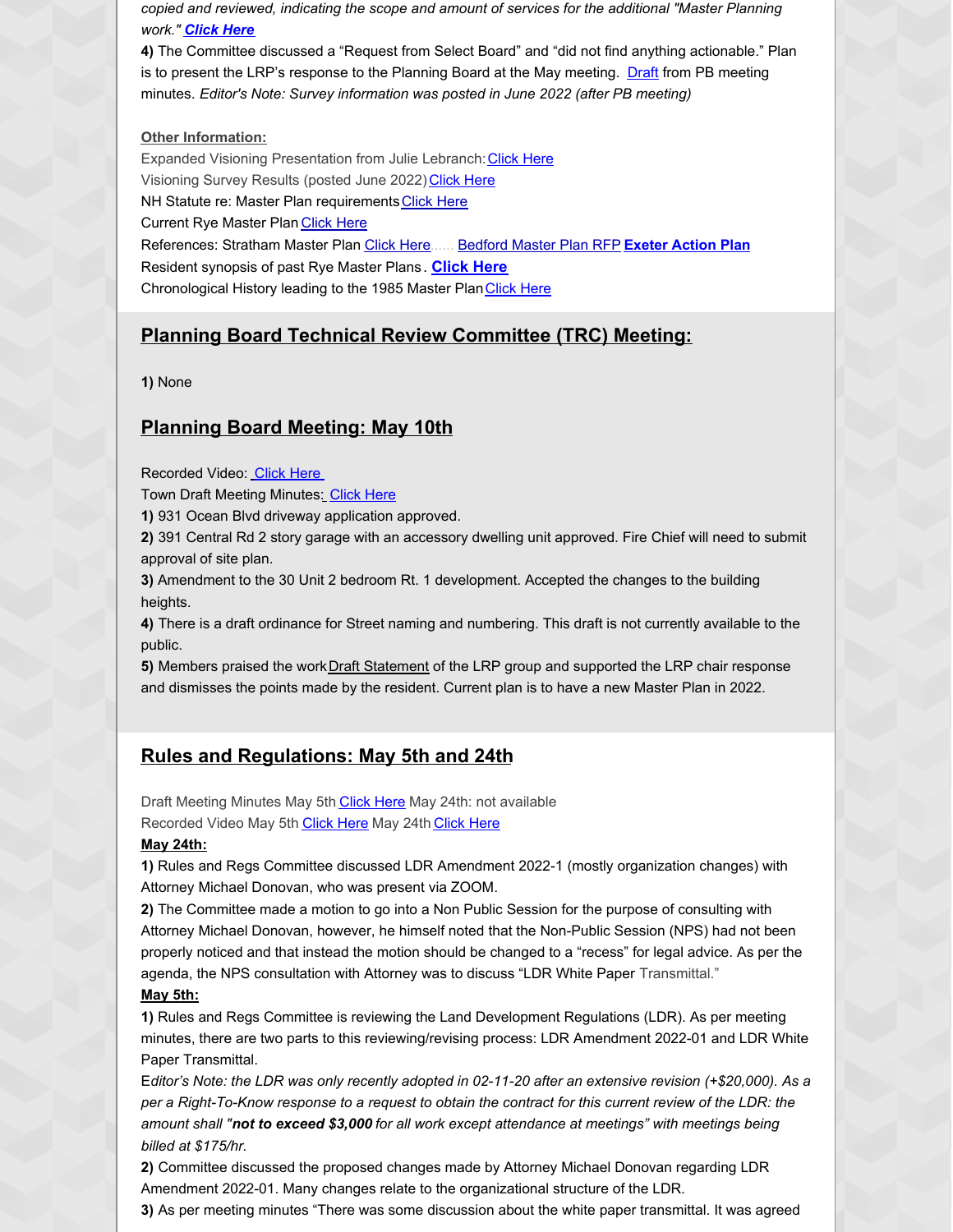*copied and reviewed, indicating the scope and amount of services for the additional "Master Planning work." **Click Here***

**4)** The Committee discussed a "Request from Select Board" and "did not find anything actionable." Plan is to present the LRP's response to the Planning Board at the May meeting. Draft from PB meeting minutes. *Editor's Note: Survey information was posted in June 2022 (after PB meeting)*

**Other Information:**

Expanded Visioning Presentation from Julie Lebranch: Click Here
Visioning Survey Results (posted June 2022) Click Here
NH Statute re: Master Plan requirements Click Here
Current Rye Master Plan Click Here
References: Stratham Master Plan Click Here..... Bedford Master Plan RFP **Exeter Action Plan**
Resident synopsis of past Rye Master Plans. **Click Here**
Chronological History leading to the 1985 Master Plan Click Here

## Planning Board Technical Review Committee (TRC) Meeting:

**1)** None

## Planning Board Meeting: May 10th

Recorded Video: Click Here
Town Draft Meeting Minutes: Click Here

**1)** 931 Ocean Blvd driveway application approved.

**2)** 391 Central Rd 2 story garage with an accessory dwelling unit approved. Fire Chief will need to submit approval of site plan.

**3)** Amendment to the 30 Unit 2 bedroom Rt. 1 development. Accepted the changes to the building heights.

**4)** There is a draft ordinance for Street naming and numbering. This draft is not currently available to the public.

**5)** Members praised the work Draft Statement of the LRP group and supported the LRP chair response and dismisses the points made by the resident. Current plan is to have a new Master Plan in 2022.

## Rules and Regulations: May 5th and 24th

Draft Meeting Minutes May 5th Click Here May 24th: not available
Recorded Video May 5th Click Here May 24th Click Here

**May 24th:**

**1)** Rules and Regs Committee discussed LDR Amendment 2022-1 (mostly organization changes) with Attorney Michael Donovan, who was present via ZOOM.

**2)** The Committee made a motion to go into a Non Public Session for the purpose of consulting with Attorney Michael Donovan, however, he himself noted that the Non-Public Session (NPS) had not been properly noticed and that instead the motion should be changed to a "recess" for legal advice. As per the agenda, the NPS consultation with Attorney was to discuss "LDR White Paper Transmittal."

**May 5th:**

**1)** Rules and Regs Committee is reviewing the Land Development Regulations (LDR). As per meeting minutes, there are two parts to this reviewing/revising process: LDR Amendment 2022-01 and LDR White Paper Transmittal.

*Editor's Note: the LDR was only recently adopted in 02-11-20 after an extensive revision (+$20,000). As a per a Right-To-Know response to a request to obtain the contract for this current review of the LDR: the amount shall "**not to exceed $3,000** for all work except attendance at meetings" with meetings being billed at $175/hr.*

**2)** Committee discussed the proposed changes made by Attorney Michael Donovan regarding LDR Amendment 2022-01. Many changes relate to the organizational structure of the LDR.

**3)** As per meeting minutes "There was some discussion about the white paper transmittal. It was agreed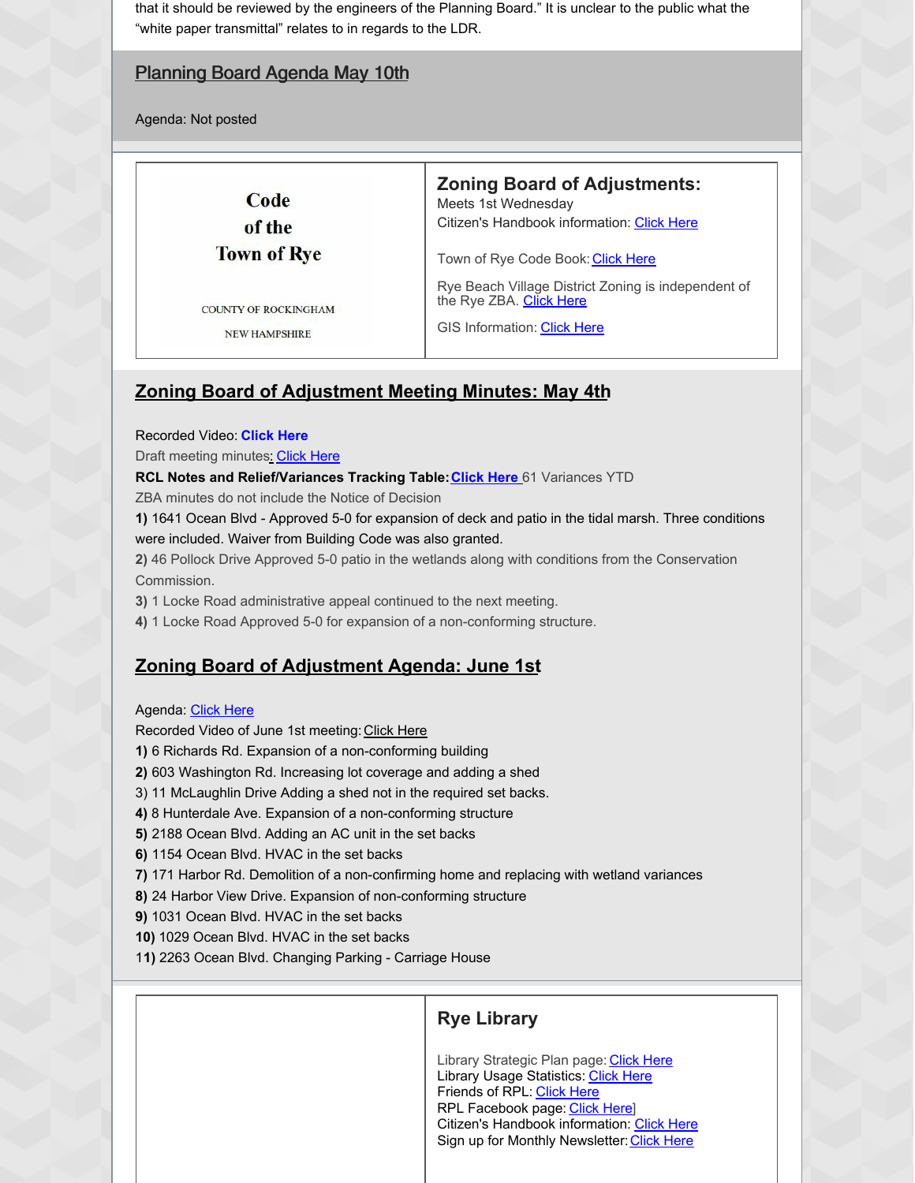that it should be reviewed by the engineers of the Planning Board." It is unclear to the public what the "white paper transmittal" relates to in regards to the LDR.

## Planning Board Agenda May 10th

Agenda: Not posted

| Code of the Town of Rye<br>COUNTY OF ROCKINGHAM<br>NEW HAMPSHIRE | **Zoning Board of Adjustments:**<br>Meets 1st Wednesday<br>Citizen's Handbook information: Click Here<br>Town of Rye Code Book: Click Here<br>Rye Beach Village District Zoning is independent of the Rye ZBA. Click Here<br>GIS Information: Click Here |
|---|---|

## Zoning Board of Adjustment Meeting Minutes: May 4th

Recorded Video: **Click Here**
Draft meeting minutes: Click Here
**RCL Notes and Relief/Variances Tracking Table: Click Here** 61 Variances YTD
ZBA minutes do not include the Notice of Decision
**1)** 1641 Ocean Blvd - Approved 5-0 for expansion of deck and patio in the tidal marsh. Three conditions were included. Waiver from Building Code was also granted.
**2)** 46 Pollock Drive Approved 5-0 patio in the wetlands along with conditions from the Conservation Commission.
**3)** 1 Locke Road administrative appeal continued to the next meeting.
**4)** 1 Locke Road Approved 5-0 for expansion of a non-conforming structure.

## Zoning Board of Adjustment Agenda: June 1st

Agenda: Click Here
Recorded Video of June 1st meeting: Click Here
**1)** 6 Richards Rd. Expansion of a non-conforming building
**2)** 603 Washington Rd. Increasing lot coverage and adding a shed
3) 11 McLaughlin Drive Adding a shed not in the required set backs.
**4)** 8 Hunterdale Ave. Expansion of a non-conforming structure
**5)** 2188 Ocean Blvd. Adding an AC unit in the set backs
**6)** 1154 Ocean Blvd. HVAC in the set backs
**7)** 171 Harbor Rd. Demolition of a non-confirming home and replacing with wetland variances
**8)** 24 Harbor View Drive. Expansion of non-conforming structure
**9)** 1031 Ocean Blvd. HVAC in the set backs
**10)** 1029 Ocean Blvd. HVAC in the set backs
1**1)** 2263 Ocean Blvd. Changing Parking - Carriage House

## Rye Library

Library Strategic Plan page: Click Here
Library Usage Statistics: Click Here
Friends of RPL: Click Here
RPL Facebook page: Click Here]
Citizen's Handbook information: Click Here
Sign up for Monthly Newsletter: Click Here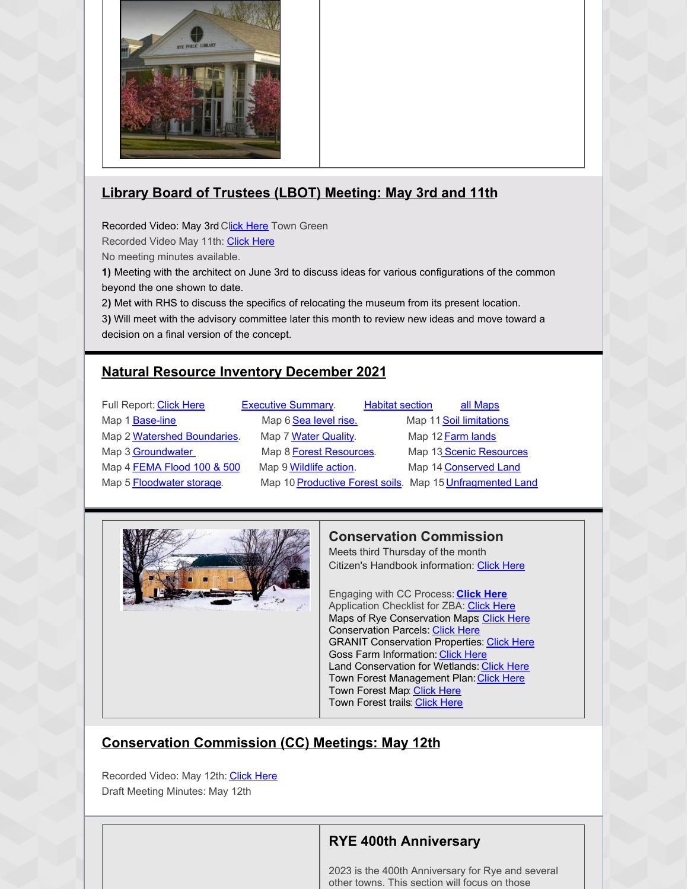## Library Board of Trustees (LBOT) Meeting: May 3rd and 11th

Recorded Video: May 3rd Click Here Town Green
Recorded Video May 11th: Click Here
No meeting minutes available.

**1)** Meeting with the architect on June 3rd to discuss ideas for various configurations of the common beyond the one shown to date.
2) Met with RHS to discuss the specifics of relocating the museum from its present location.
3) Will meet with the advisory committee later this month to review new ideas and move toward a decision on a final version of the concept.

## Natural Resource Inventory December 2021

Full Report: Click Here · Executive Summary. · Habitat section · all Maps

Map 1 Base-line
Map 2 Watershed Boundaries.
Map 3 Groundwater
Map 4 FEMA Flood 100 & 500
Map 5 Floodwater storage.
Map 6 Sea level rise.
Map 7 Water Quality.
Map 8 Forest Resources.
Map 9 Wildlife action.
Map 10 Productive Forest soils.
Map 11 Soil limitations
Map 12 Farm lands
Map 13 Scenic Resources
Map 14 Conserved Land
Map 15 Unfragmented Land

## Conservation Commission

Meets third Thursday of the month
Citizen's Handbook information: Click Here

Engaging with CC Process: **Click Here**
Application Checklist for ZBA: Click Here
Maps of Rye Conservation Maps: Click Here
Conservation Parcels: Click Here
GRANIT Conservation Properties: Click Here
Goss Farm Information: Click Here
Land Conservation for Wetlands: Click Here
Town Forest Management Plan: Click Here
Town Forest Map: Click Here
Town Forest trails: Click Here

## Conservation Commission (CC) Meetings: May 12th

Recorded Video: May 12th: Click Here
Draft Meeting Minutes: May 12th

## RYE 400th Anniversary

2023 is the 400th Anniversary for Rye and several other towns. This section will focus on those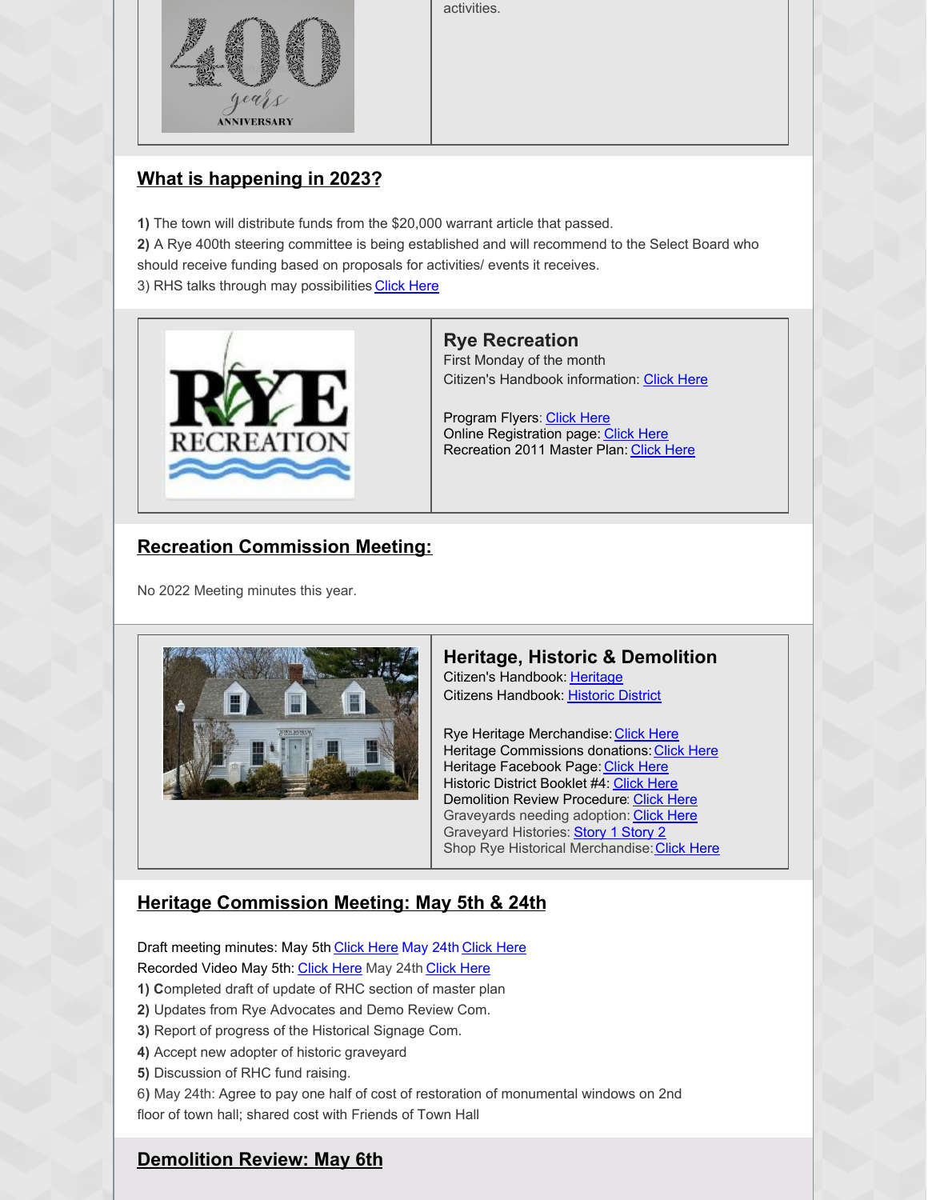activities.

## What is happening in 2023?

**1)** The town will distribute funds from the $20,000 warrant article that passed.
**2)** A Rye 400th steering committee is being established and will recommend to the Select Board who should receive funding based on proposals for activities/ events it receives.
3) RHS talks through may possibilities Click Here

### Rye Recreation

First Monday of the month
Citizen's Handbook information: Click Here

Program Flyers: Click Here
Online Registration page: Click Here
Recreation 2011 Master Plan: Click Here

## Recreation Commission Meeting:

No 2022 Meeting minutes this year.

### Heritage, Historic & Demolition

Citizen's Handbook: Heritage
Citizens Handbook: Historic District

Rye Heritage Merchandise: Click Here
Heritage Commissions donations: Click Here
Heritage Facebook Page: Click Here
Historic District Booklet #4: Click Here
Demolition Review Procedure: Click Here
Graveyards needing adoption: Click Here
Graveyard Histories: Story 1 Story 2
Shop Rye Historical Merchandise: Click Here

## Heritage Commission Meeting: May 5th & 24th

Draft meeting minutes: May 5th Click Here May 24th Click Here
Recorded Video May 5th: Click Here May 24th Click Here
**1)** Completed draft of update of RHC section of master plan
**2)** Updates from Rye Advocates and Demo Review Com.
**3)** Report of progress of the Historical Signage Com.
**4)** Accept new adopter of historic graveyard
**5)** Discussion of RHC fund raising.
6) May 24th: Agree to pay one half of cost of restoration of monumental windows on 2nd floor of town hall; shared cost with Friends of Town Hall

## Demolition Review: May 6th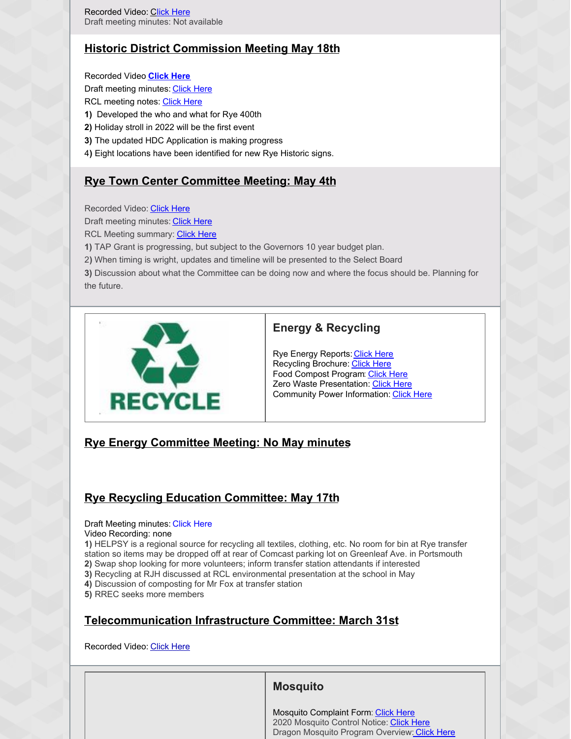Recorded Video: Click Here
Draft meeting minutes: Not available

## Historic District Commission Meeting May 18th

Recorded Video **Click Here**
Draft meeting minutes: Click Here
RCL meeting notes: Click Here

**1)** Developed the who and what for Rye 400th
**2)** Holiday stroll in 2022 will be the first event
**3)** The updated HDC Application is making progress
4**)** Eight locations have been identified for new Rye Historic signs.

## Rye Town Center Committee Meeting: May 4th

Recorded Video: Click Here
Draft meeting minutes: Click Here
RCL Meeting summary: Click Here

**1)** TAP Grant is progressing, but subject to the Governors 10 year budget plan.
2**)** When timing is wright, updates and timeline will be presented to the Select Board
**3)** Discussion about what the Committee can be doing now and where the focus should be. Planning for the future.

RECYCLE

### Energy & Recycling

Rye Energy Reports: Click Here
Recycling Brochure: Click Here
Food Compost Program: Click Here
Zero Waste Presentation: Click Here
Community Power Information: Click Here

## Rye Energy Committee Meeting: No May minutes

## Rye Recycling Education Committee: May 17th

Draft Meeting minutes: Click Here
Video Recording: none

**1)** HELPSY is a regional source for recycling all textiles, clothing, etc. No room for bin at Rye transfer station so items may be dropped off at rear of Comcast parking lot on Greenleaf Ave. in Portsmouth
**2)** Swap shop looking for more volunteers; inform transfer station attendants if interested
**3)** Recycling at RJH discussed at RCL environmental presentation at the school in May
**4)** Discussion of composting for Mr Fox at transfer station
**5)** RREC seeks more members

## Telecommunication Infrastructure Committee: March 31st

Recorded Video: Click Here

### Mosquito

Mosquito Complaint Form: Click Here
2020 Mosquito Control Notice: Click Here
Dragon Mosquito Program Overview: Click Here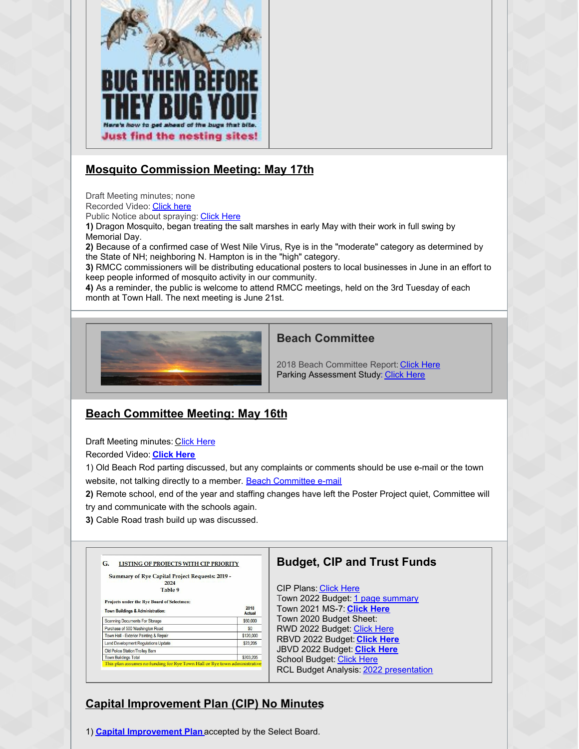## Mosquito Commission Meeting: May 17th

Draft Meeting minutes; none
Recorded Video: Click here
Public Notice about spraying: Click Here

**1)** Dragon Mosquito, began treating the salt marshes in early May with their work in full swing by Memorial Day.
**2)** Because of a confirmed case of West Nile Virus, Rye is in the "moderate" category as determined by the State of NH; neighboring N. Hampton is in the "high" category.
**3)** RMCC commissioners will be distributing educational posters to local businesses in June in an effort to keep people informed of mosquito activity in our community.
**4)** As a reminder, the public is welcome to attend RMCC meetings, held on the 3rd Tuesday of each month at Town Hall. The next meeting is June 21st.

### Beach Committee

2018 Beach Committee Report: Click Here
Parking Assessment Study: Click Here

## Beach Committee Meeting: May 16th

Draft Meeting minutes: Click Here
Recorded Video: **Click Here**

1) Old Beach Rod parting discussed, but any complaints or comments should be use e-mail or the town website, not talking directly to a member. Beach Committee e-mail
**2)** Remote school, end of the year and staffing changes have left the Poster Project quiet, Committee will try and communicate with the schools again.
**3)** Cable Road trash build up was discussed.

### Budget, CIP and Trust Funds

CIP Plans: Click Here
Town 2022 Budget: 1 page summary
Town 2021 MS-7: **Click Here**
Town 2020 Budget Sheet:
RWD 2022 Budget: Click Here
RBVD 2022 Budget: **Click Here**
JBVD 2022 Budget: **Click Here**
School Budget: Click Here
RCL Budget Analysis: 2022 presentation

## Capital Improvement Plan (CIP) No Minutes

1) **Capital Improvement Plan** accepted by the Select Board.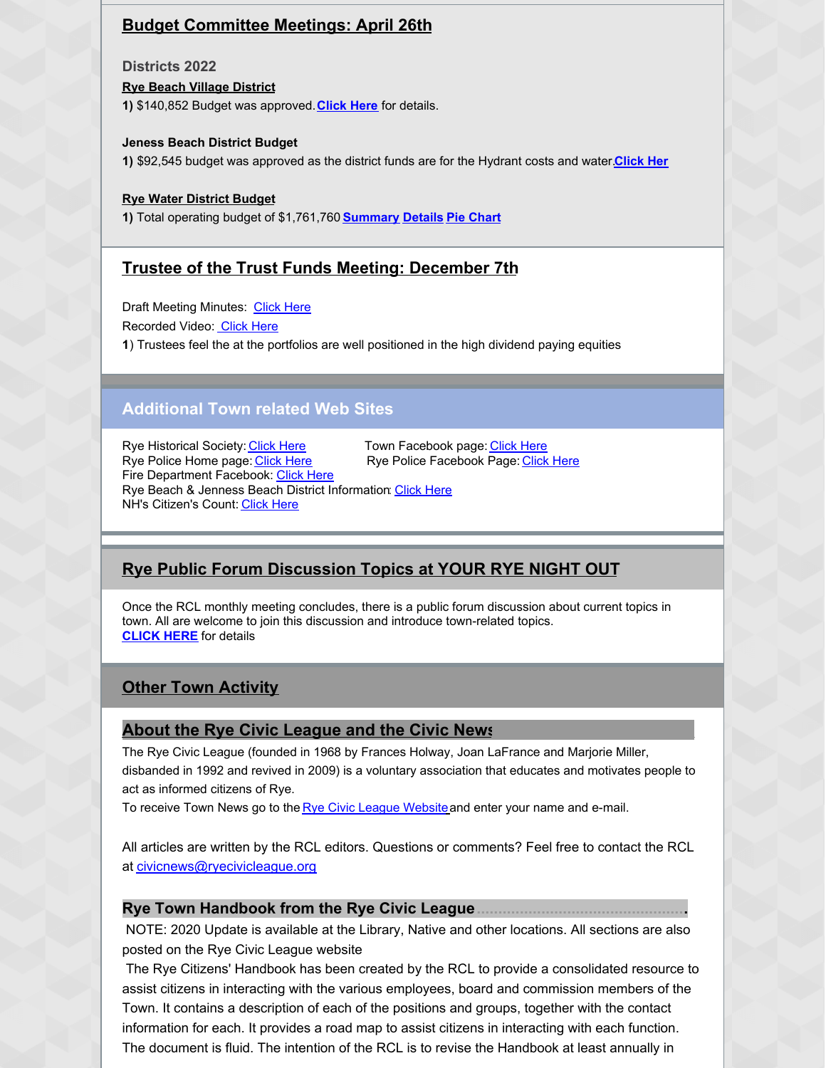## Budget Committee Meetings: April 26th

### Districts 2022

**Rye Beach Village District**

**1)** $140,852 Budget was approved. **Click Here** for details.

**Jeness Beach District Budget**

**1)** $92,545 budget was approved as the district funds are for the Hydrant costs and water. **Click Her**

**Rye Water District Budget**

**1)** Total operating budget of $1,761,760 **Summary** **Details** **Pie Chart**

## Trustee of the Trust Funds Meeting: December 7th

Draft Meeting Minutes: Click Here

Recorded Video: Click Here

**1**) Trustees feel the at the portfolios are well positioned in the high dividend paying equities

## Additional Town related Web Sites

Rye Historical Society: Click Here

Town Facebook page: Click Here

Rye Police Home page: Click Here

Rye Police Facebook Page: Click Here

Fire Department Facebook: Click Here

Rye Beach & Jenness Beach District Information: Click Here

NH's Citizen's Count: Click Here

## Rye Public Forum Discussion Topics at YOUR RYE NIGHT OUT

Once the RCL monthly meeting concludes, there is a public forum discussion about current topics in town. All are welcome to join this discussion and introduce town-related topics.

**CLICK HERE** for details

## Other Town Activity

### About the Rye Civic League and the Civic News

The Rye Civic League (founded in 1968 by Frances Holway, Joan LaFrance and Marjorie Miller, disbanded in 1992 and revived in 2009) is a voluntary association that educates and motivates people to act as informed citizens of Rye.

To receive Town News go to the Rye Civic League Website and enter your name and e-mail.

All articles are written by the RCL editors. Questions or comments? Feel free to contact the RCL at civicnews@ryecivicleague.org

### Rye Town Handbook from the Rye Civic League

NOTE: 2020 Update is available at the Library, Native and other locations. All sections are also posted on the Rye Civic League website

The Rye Citizens' Handbook has been created by the RCL to provide a consolidated resource to assist citizens in interacting with the various employees, board and commission members of the Town. It contains a description of each of the positions and groups, together with the contact information for each. It provides a road map to assist citizens in interacting with each function. The document is fluid. The intention of the RCL is to revise the Handbook at least annually in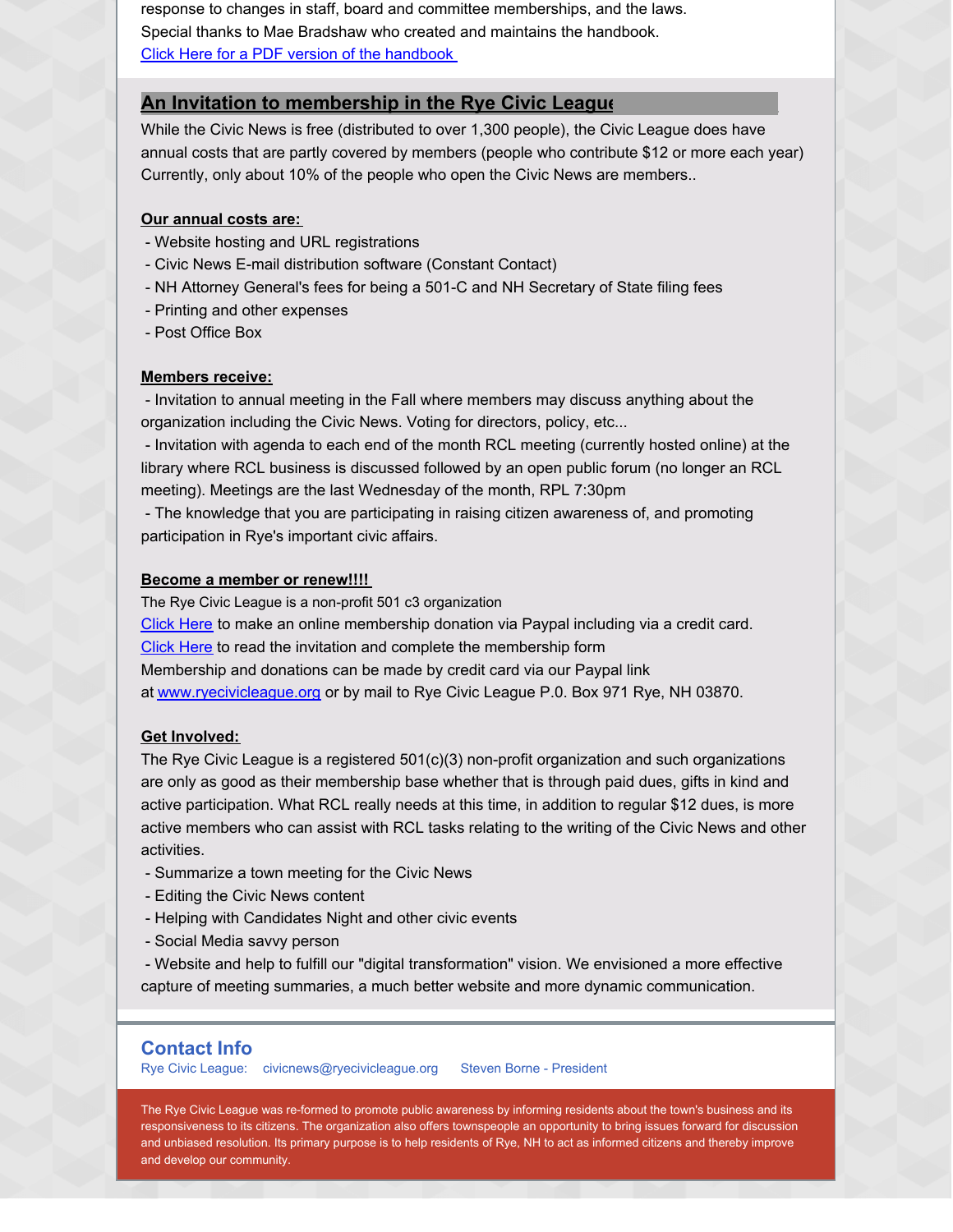response to changes in staff, board and committee memberships, and the laws.
Special thanks to Mae Bradshaw who created and maintains the handbook.
[Click Here for a PDF version of the handbook]

## An Invitation to membership in the Rye Civic League

While the Civic News is free (distributed to over 1,300 people), the Civic League does have annual costs that are partly covered by members (people who contribute $12 or more each year) Currently, only about 10% of the people who open the Civic News are members..

**Our annual costs are:**

- Website hosting and URL registrations
- Civic News E-mail distribution software (Constant Contact)
- NH Attorney General's fees for being a 501-C and NH Secretary of State filing fees
- Printing and other expenses
- Post Office Box

**Members receive:**

- Invitation to annual meeting in the Fall where members may discuss anything about the organization including the Civic News. Voting for directors, policy, etc...
- Invitation with agenda to each end of the month RCL meeting (currently hosted online) at the library where RCL business is discussed followed by an open public forum (no longer an RCL meeting). Meetings are the last Wednesday of the month, RPL 7:30pm
- The knowledge that you are participating in raising citizen awareness of, and promoting participation in Rye's important civic affairs.

**Become a member or renew!!!!**

The Rye Civic League is a non-profit 501 c3 organization
Click Here to make an online membership donation via Paypal including via a credit card.
Click Here to read the invitation and complete the membership form
Membership and donations can be made by credit card via our Paypal link at www.ryecivicleague.org or by mail to Rye Civic League P.0. Box 971 Rye, NH 03870.

**Get Involved:**

The Rye Civic League is a registered 501(c)(3) non-profit organization and such organizations are only as good as their membership base whether that is through paid dues, gifts in kind and active participation. What RCL really needs at this time, in addition to regular $12 dues, is more active members who can assist with RCL tasks relating to the writing of the Civic News and other activities.

- Summarize a town meeting for the Civic News
- Editing the Civic News content
- Helping with Candidates Night and other civic events
- Social Media savvy person
- Website and help to fulfill our "digital transformation" vision. We envisioned a more effective capture of meeting summaries, a much better website and more dynamic communication.

## Contact Info

Rye Civic League: civicnews@ryecivicleague.org Steven Borne - President

The Rye Civic League was re-formed to promote public awareness by informing residents about the town's business and its responsiveness to its citizens. The organization also offers townspeople an opportunity to bring issues forward for discussion and unbiased resolution. Its primary purpose is to help residents of Rye, NH to act as informed citizens and thereby improve and develop our community.